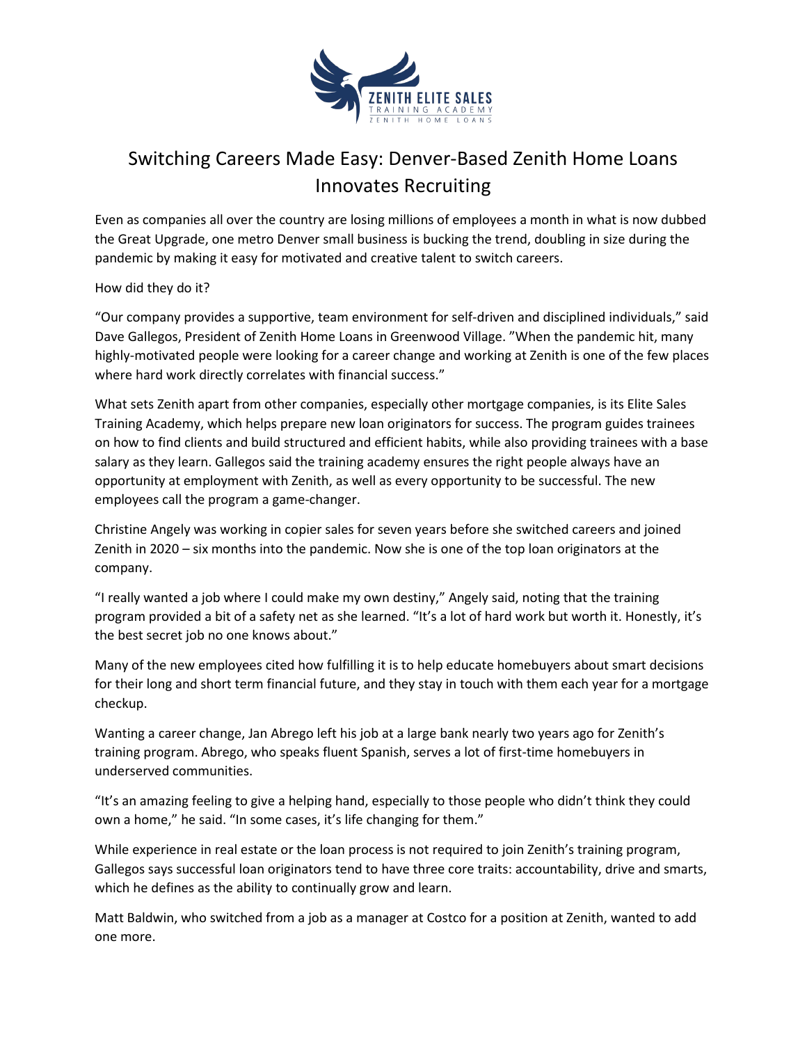# Switching Careers Made Easy: Denver-Based Zenith Home Loans Innovates Recruiting

Even as companies all over the country are losing millions of employees a month in what is now dubbed the Great Upgrade, one metro Denver small business is bucking the trend, doubling in size during the pandemic by making it easy for motivated and creative talent to switch careers.

How did they do it?

"Our company provides a supportive, team environment for self-driven and disciplined individuals," said Dave Gallegos, President of Zenith Home Loans in Greenwood Village. "When the pandemic hit, many highly-motivated people were looking for a career change and working at Zenith is one of the few places where hard work directly correlates with financial success."

What sets Zenith apart from other companies, especially other mortgage companies, is its Elite Sales Training Academy, which helps prepare new loan originators for success. The program guides trainees on how to find clients and build structured and efficient habits, while also providing trainees with a base salary as they learn. Gallegos said the training academy ensures the right people always have an opportunity at employment with Zenith, as well as every opportunity to be successful. The new employees call the program a game-changer.

Christine Angely was working in copier sales for seven years before she switched careers and joined Zenith in 2020 – six months into the pandemic. Now she is one of the top loan originators at the company.

"I really wanted a job where I could make my own destiny," Angely said, noting that the training program provided a bit of a safety net as she learned. "It's a lot of hard work but worth it. Honestly, it's the best secret job no one knows about."

Many of the new employees cited how fulfilling it is to help educate homebuyers about smart decisions for their long and short term financial future, and they stay in touch with them each year for a mortgage checkup.

Wanting a career change, Jan Abrego left his job at a large bank nearly two years ago for Zenith's training program. Abrego, who speaks fluent Spanish, serves a lot of first-time homebuyers in underserved communities.

"It's an amazing feeling to give a helping hand, especially to those people who didn't think they could own a home," he said. "In some cases, it's life changing for them."

While experience in real estate or the loan process is not required to join Zenith's training program, Gallegos says successful loan originators tend to have three core traits: accountability, drive and smarts, which he defines as the ability to continually grow and learn.

Matt Baldwin, who switched from a job as a manager at Costco for a position at Zenith, wanted to add one more.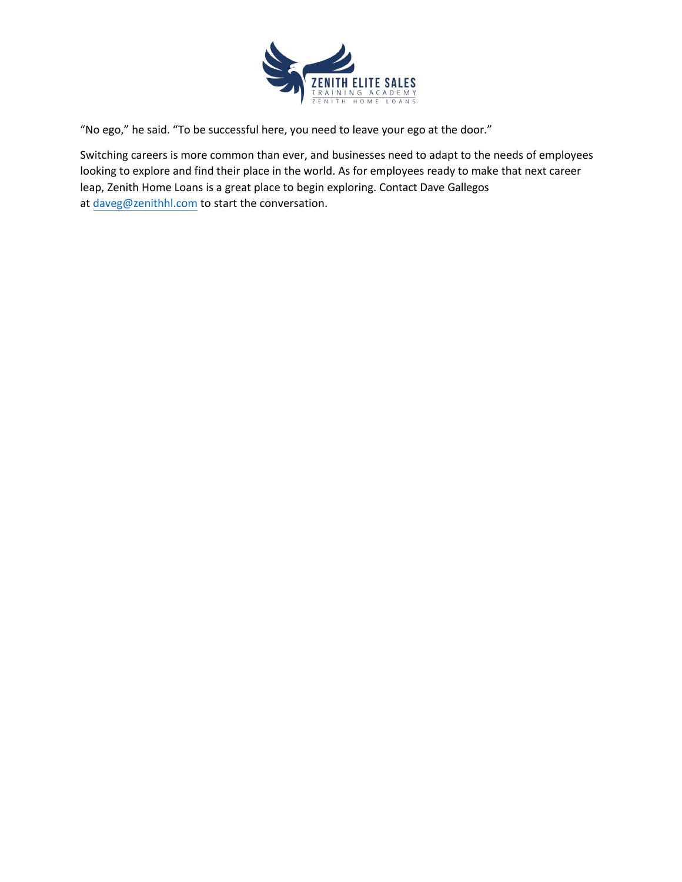"No ego," he said. "To be successful here, you need to leave your ego at the door."

Switching careers is more common than ever, and businesses need to adapt to the needs of employees looking to explore and find their place in the world. As for employees ready to make that next career leap, Zenith Home Loans is a great place to begin exploring. Contact Dave Gallegos at daveg@zenithhl.com to start the conversation.